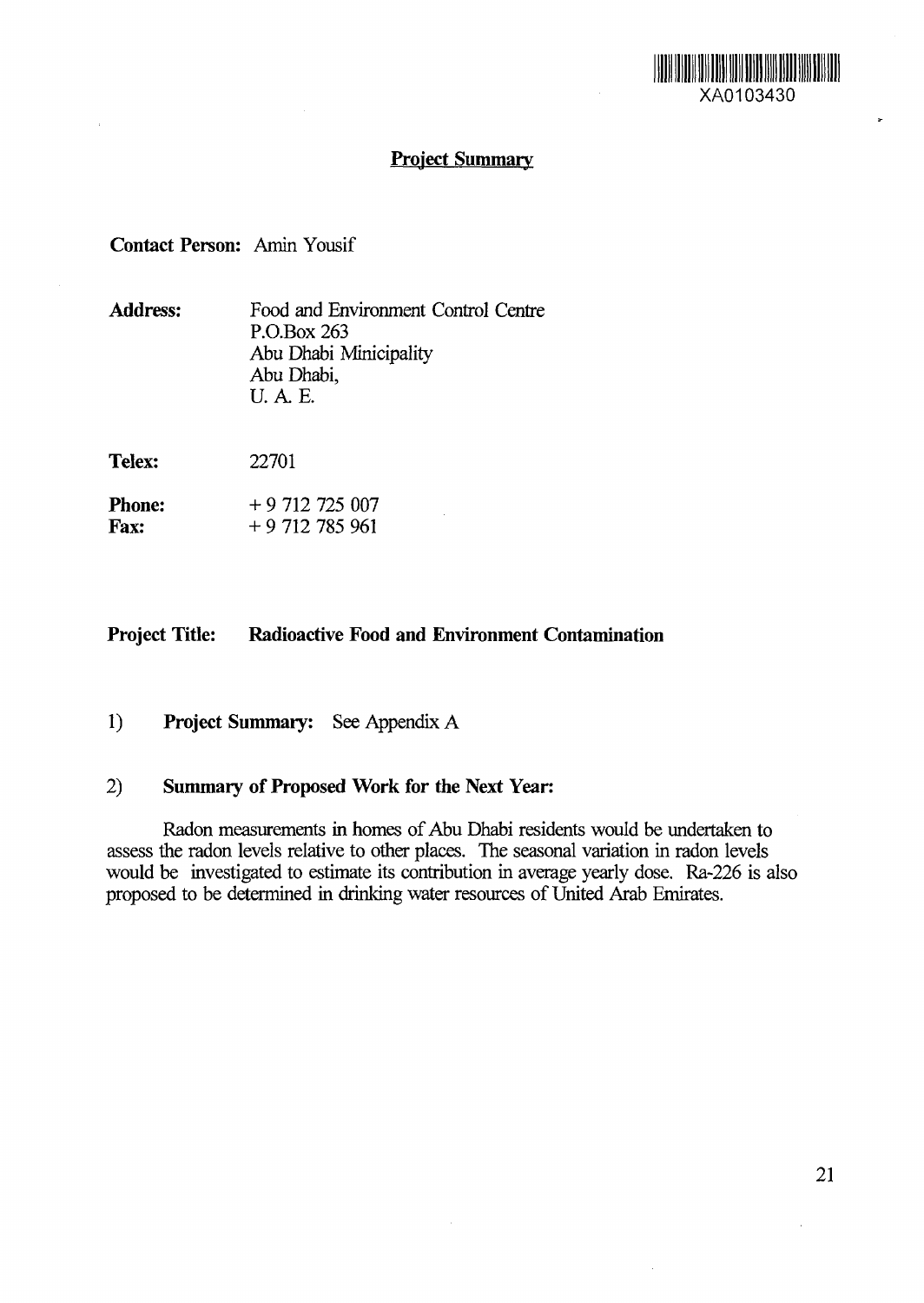XA0103430

## Project Summary

**Contact Person:** Amin Yousif

**Address:** Food and Environment Control Centre
P.O.Box 263
Abu Dhabi Minicipality
Abu Dhabi,
U. A. E.

**Telex:** 22701

**Phone:** + 9 712 725 007
**Fax:** + 9 712 785 961

**Project Title: Radioactive Food and Environment Contamination**

1) **Project Summary:** See Appendix A

2) **Summary of Proposed Work for the Next Year:**

Radon measurements in homes of Abu Dhabi residents would be undertaken to assess the radon levels relative to other places. The seasonal variation in radon levels would be investigated to estimate its contribution in average yearly dose. Ra-226 is also proposed to be determined in drinking water resources of United Arab Emirates.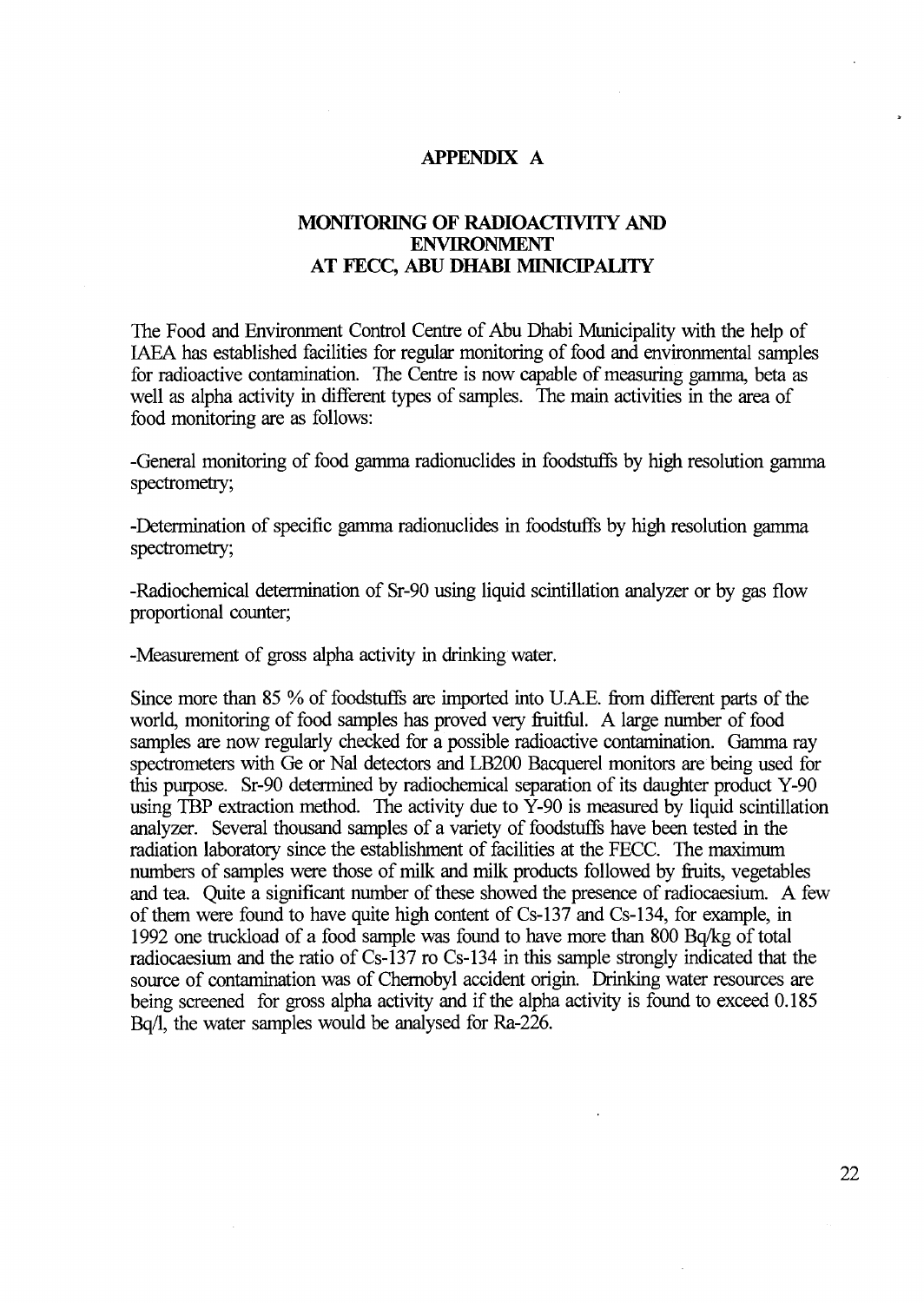# APPENDIX A

## MONITORING OF RADIOACTIVITY AND ENVIRONMENT AT FECC, ABU DHABI MINICIPALITY

The Food and Environment Control Centre of Abu Dhabi Municipality with the help of IAEA has established facilities for regular monitoring of food and environmental samples for radioactive contamination. The Centre is now capable of measuring gamma, beta as well as alpha activity in different types of samples. The main activities in the area of food monitoring are as follows:

-General monitoring of food gamma radionuclides in foodstuffs by high resolution gamma spectrometry;

-Determination of specific gamma radionuclides in foodstuffs by high resolution gamma spectrometry;

-Radiochemical determination of Sr-90 using liquid scintillation analyzer or by gas flow proportional counter;

-Measurement of gross alpha activity in drinking water.

Since more than 85 % of foodstuffs are imported into U.A.E. from different parts of the world, monitoring of food samples has proved very fruitful. A large number of food samples are now regularly checked for a possible radioactive contamination. Gamma ray spectrometers with Ge or NaI detectors and LB200 Bacquerel monitors are being used for this purpose. Sr-90 determined by radiochemical separation of its daughter product Y-90 using TBP extraction method. The activity due to Y-90 is measured by liquid scintillation analyzer. Several thousand samples of a variety of foodstuffs have been tested in the radiation laboratory since the establishment of facilities at the FECC. The maximum numbers of samples were those of milk and milk products followed by fruits, vegetables and tea. Quite a significant number of these showed the presence of radiocaesium. A few of them were found to have quite high content of Cs-137 and Cs-134, for example, in 1992 one truckload of a food sample was found to have more than 800 Bq/kg of total radiocaesium and the ratio of Cs-137 ro Cs-134 in this sample strongly indicated that the source of contamination was of Chernobyl accident origin. Drinking water resources are being screened for gross alpha activity and if the alpha activity is found to exceed 0.185 Bq/l, the water samples would be analysed for Ra-226.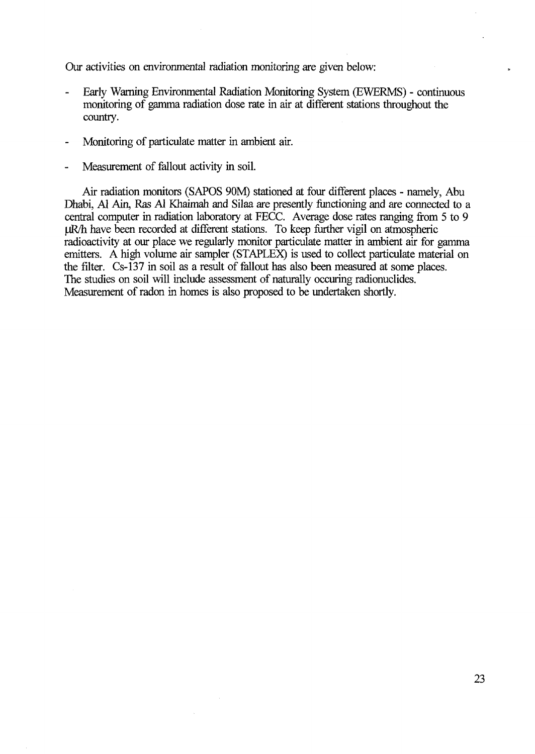Our activities on environmental radiation monitoring are given below:

- Early Warning Environmental Radiation Monitoring System (EWERMS) - continuous monitoring of gamma radiation dose rate in air at different stations throughout the country.
- Monitoring of particulate matter in ambient air.
- Measurement of fallout activity in soil.

Air radiation monitors (SAPOS 90M) stationed at four different places - namely, Abu Dhabi, Al Ain, Ras Al Khaimah and Silaa are presently functioning and are connected to a central computer in radiation laboratory at FECC. Average dose rates ranging from 5 to 9 μR/h have been recorded at different stations. To keep further vigil on atmospheric radioactivity at our place we regularly monitor particulate matter in ambient air for gamma emitters. A high volume air sampler (STAPLEX) is used to collect particulate material on the filter. Cs-137 in soil as a result of fallout has also been measured at some places. The studies on soil will include assessment of naturally occuring radionuclides. Measurement of radon in homes is also proposed to be undertaken shortly.